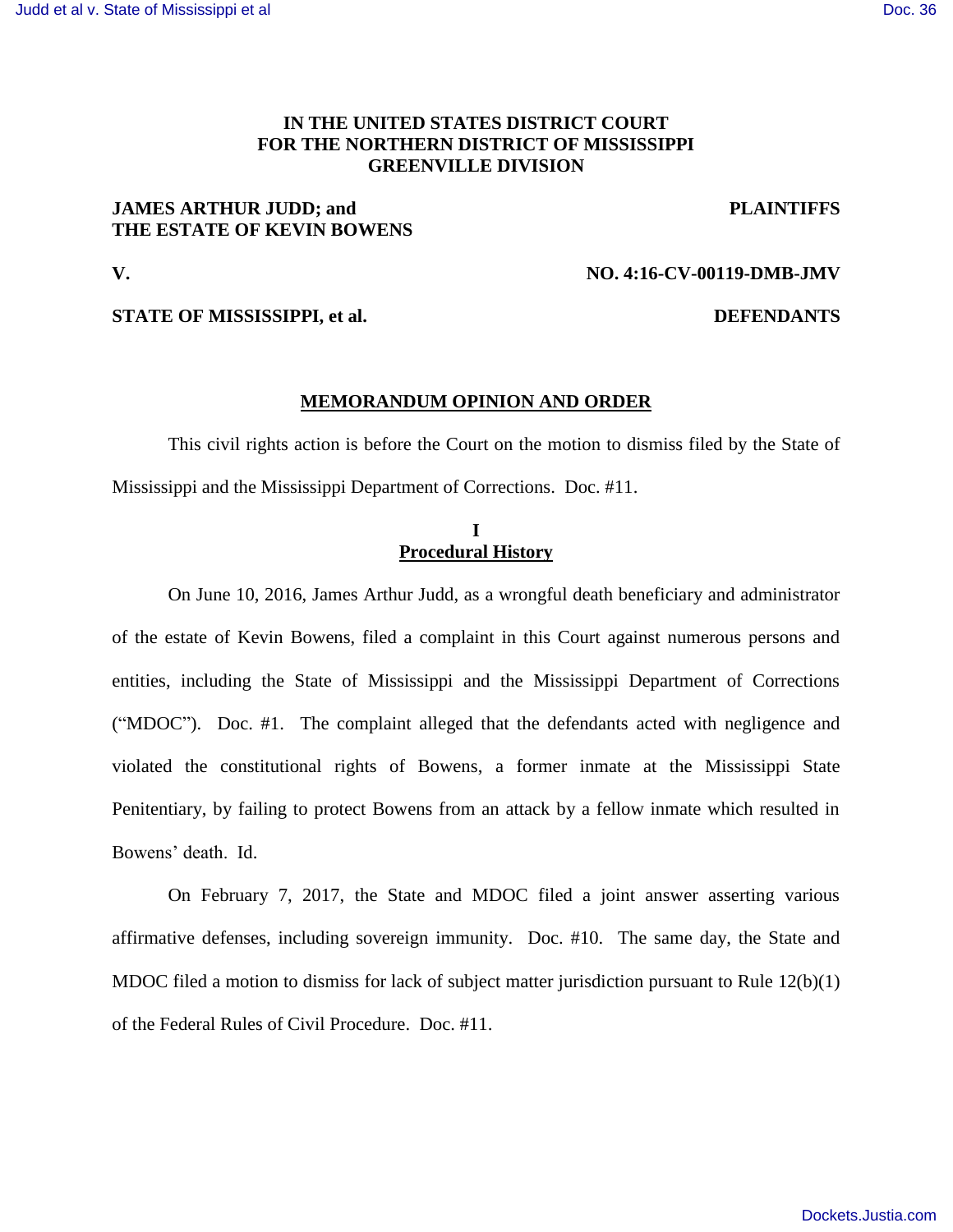**IN THE UNITED STATES DISTRICT COURT**
**FOR THE NORTHERN DISTRICT OF MISSISSIPPI**
**GREENVILLE DIVISION**

**JAMES ARTHUR JUDD; and THE ESTATE OF KEVIN BOWENS** — **PLAINTIFFS**

**V.** — **NO. 4:16-CV-00119-DMB-JMV**

**STATE OF MISSISSIPPI, et al.** — **DEFENDANTS**

## MEMORANDUM OPINION AND ORDER

This civil rights action is before the Court on the motion to dismiss filed by the State of Mississippi and the Mississippi Department of Corrections. Doc. #11.

## I
## Procedural History

On June 10, 2016, James Arthur Judd, as a wrongful death beneficiary and administrator of the estate of Kevin Bowens, filed a complaint in this Court against numerous persons and entities, including the State of Mississippi and the Mississippi Department of Corrections ("MDOC"). Doc. #1. The complaint alleged that the defendants acted with negligence and violated the constitutional rights of Bowens, a former inmate at the Mississippi State Penitentiary, by failing to protect Bowens from an attack by a fellow inmate which resulted in Bowens' death. Id.

On February 7, 2017, the State and MDOC filed a joint answer asserting various affirmative defenses, including sovereign immunity. Doc. #10. The same day, the State and MDOC filed a motion to dismiss for lack of subject matter jurisdiction pursuant to Rule 12(b)(1) of the Federal Rules of Civil Procedure. Doc. #11.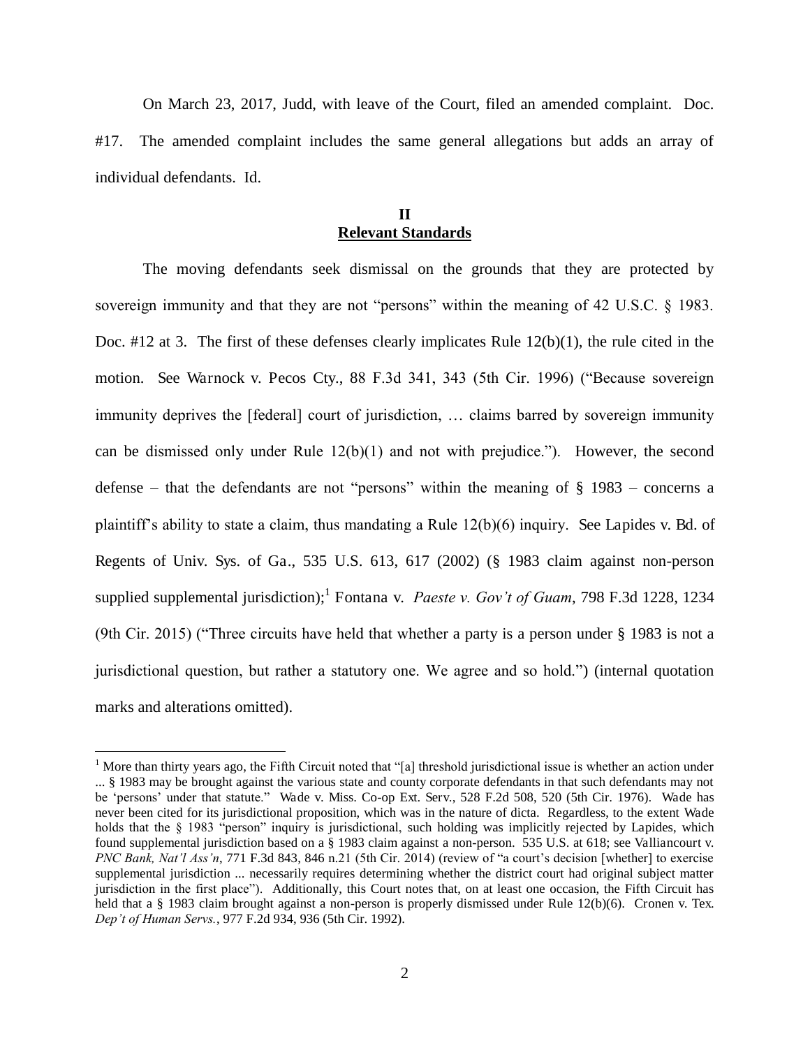On March 23, 2017, Judd, with leave of the Court, filed an amended complaint. Doc. #17. The amended complaint includes the same general allegations but adds an array of individual defendants. Id.

## II
## Relevant Standards

The moving defendants seek dismissal on the grounds that they are protected by sovereign immunity and that they are not "persons" within the meaning of 42 U.S.C. § 1983. Doc. #12 at 3. The first of these defenses clearly implicates Rule 12(b)(1), the rule cited in the motion. See Warnock v. Pecos Cty., 88 F.3d 341, 343 (5th Cir. 1996) ("Because sovereign immunity deprives the [federal] court of jurisdiction, … claims barred by sovereign immunity can be dismissed only under Rule 12(b)(1) and not with prejudice."). However, the second defense – that the defendants are not "persons" within the meaning of § 1983 – concerns a plaintiff's ability to state a claim, thus mandating a Rule 12(b)(6) inquiry. See Lapides v. Bd. of Regents of Univ. Sys. of Ga., 535 U.S. 613, 617 (2002) (§ 1983 claim against non-person supplied supplemental jurisdiction);[1] Fontana v. *Paeste v. Gov't of Guam*, 798 F.3d 1228, 1234 (9th Cir. 2015) ("Three circuits have held that whether a party is a person under § 1983 is not a jurisdictional question, but rather a statutory one. We agree and so hold.") (internal quotation marks and alterations omitted).

[1] More than thirty years ago, the Fifth Circuit noted that "[a] threshold jurisdictional issue is whether an action under ... § 1983 may be brought against the various state and county corporate defendants in that such defendants may not be 'persons' under that statute." Wade v. Miss. Co-op Ext. Serv., 528 F.2d 508, 520 (5th Cir. 1976). Wade has never been cited for its jurisdictional proposition, which was in the nature of dicta. Regardless, to the extent Wade holds that the § 1983 "person" inquiry is jurisdictional, such holding was implicitly rejected by Lapides, which found supplemental jurisdiction based on a § 1983 claim against a non-person. 535 U.S. at 618; see Valliancourt v. *PNC Bank, Nat'l Ass'n*, 771 F.3d 843, 846 n.21 (5th Cir. 2014) (review of "a court's decision [whether] to exercise supplemental jurisdiction ... necessarily requires determining whether the district court had original subject matter jurisdiction in the first place"). Additionally, this Court notes that, on at least one occasion, the Fifth Circuit has held that a § 1983 claim brought against a non-person is properly dismissed under Rule 12(b)(6). Cronen v. Tex. *Dep't of Human Servs.*, 977 F.2d 934, 936 (5th Cir. 1992).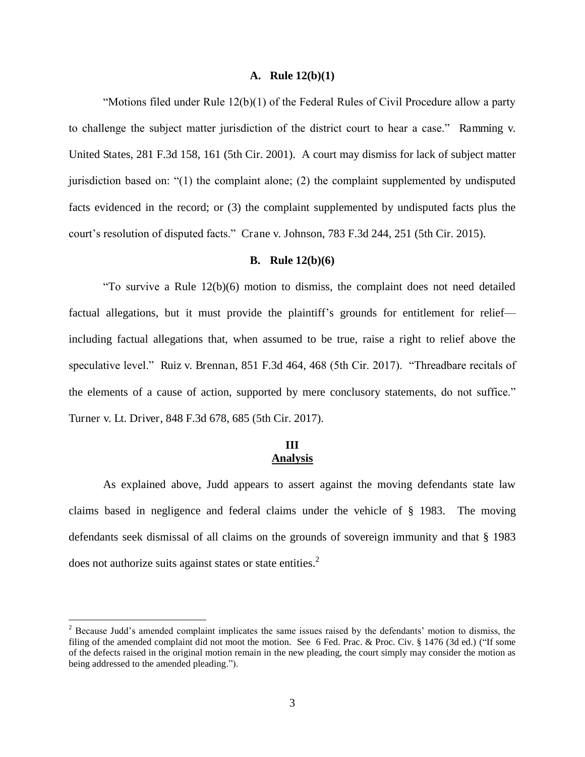### A. Rule 12(b)(1)

"Motions filed under Rule 12(b)(1) of the Federal Rules of Civil Procedure allow a party to challenge the subject matter jurisdiction of the district court to hear a case." Ramming v. United States, 281 F.3d 158, 161 (5th Cir. 2001). A court may dismiss for lack of subject matter jurisdiction based on: "(1) the complaint alone; (2) the complaint supplemented by undisputed facts evidenced in the record; or (3) the complaint supplemented by undisputed facts plus the court's resolution of disputed facts." Crane v. Johnson, 783 F.3d 244, 251 (5th Cir. 2015).

### B. Rule 12(b)(6)

"To survive a Rule 12(b)(6) motion to dismiss, the complaint does not need detailed factual allegations, but it must provide the plaintiff's grounds for entitlement for relief—including factual allegations that, when assumed to be true, raise a right to relief above the speculative level." Ruiz v. Brennan, 851 F.3d 464, 468 (5th Cir. 2017). "Threadbare recitals of the elements of a cause of action, supported by mere conclusory statements, do not suffice." Turner v. Lt. Driver, 848 F.3d 678, 685 (5th Cir. 2017).

## III
## Analysis

As explained above, Judd appears to assert against the moving defendants state law claims based in negligence and federal claims under the vehicle of § 1983. The moving defendants seek dismissal of all claims on the grounds of sovereign immunity and that § 1983 does not authorize suits against states or state entities.[2]

---

[2] Because Judd's amended complaint implicates the same issues raised by the defendants' motion to dismiss, the filing of the amended complaint did not moot the motion. See 6 Fed. Prac. & Proc. Civ. § 1476 (3d ed.) ("If some of the defects raised in the original motion remain in the new pleading, the court simply may consider the motion as being addressed to the amended pleading.").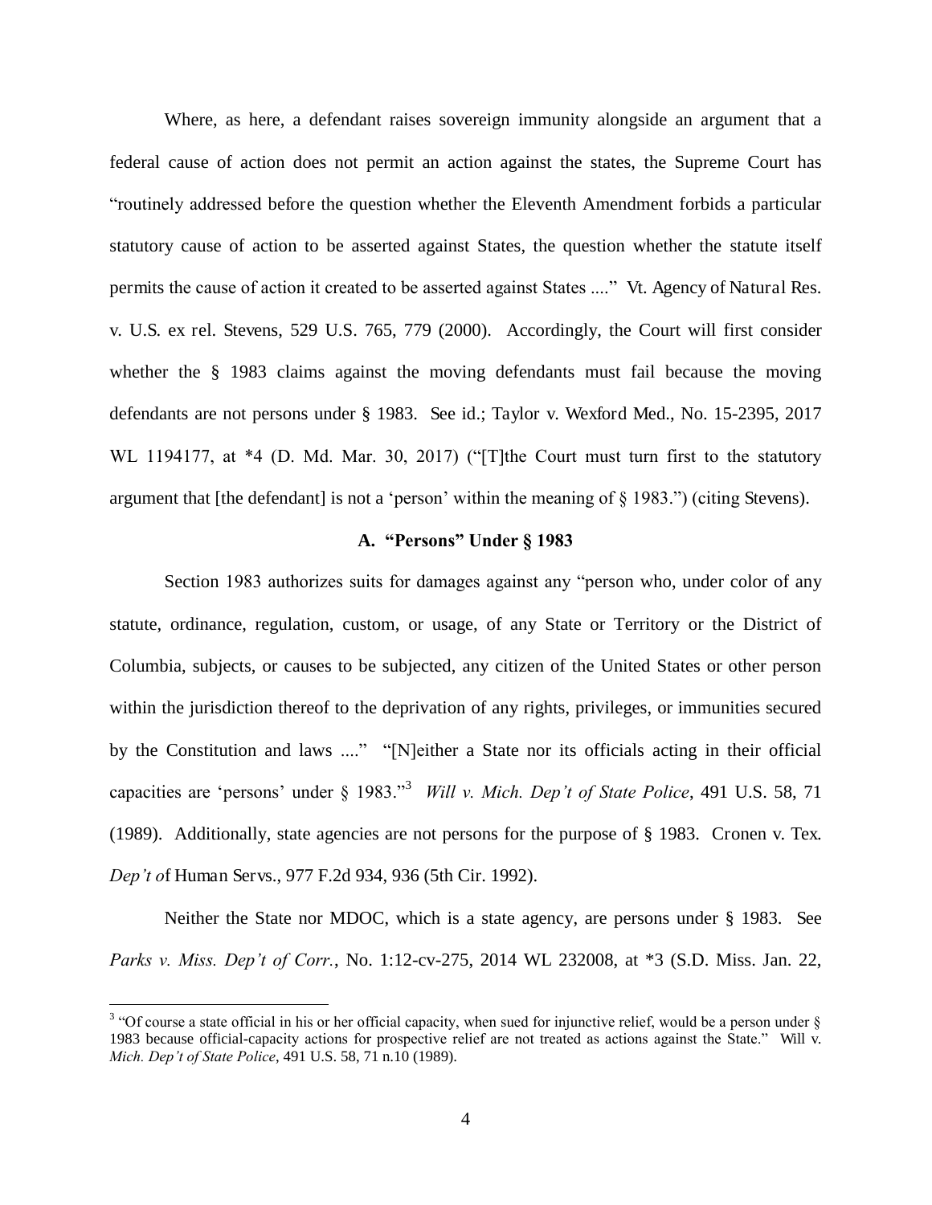Where, as here, a defendant raises sovereign immunity alongside an argument that a federal cause of action does not permit an action against the states, the Supreme Court has "routinely addressed before the question whether the Eleventh Amendment forbids a particular statutory cause of action to be asserted against States, the question whether the statute itself permits the cause of action it created to be asserted against States ...." Vt. Agency of Natural Res. v. U.S. ex rel. Stevens, 529 U.S. 765, 779 (2000). Accordingly, the Court will first consider whether the § 1983 claims against the moving defendants must fail because the moving defendants are not persons under § 1983. See id.; Taylor v. Wexford Med., No. 15-2395, 2017 WL 1194177, at *4 (D. Md. Mar. 30, 2017) ("[T]the Court must turn first to the statutory argument that [the defendant] is not a 'person' within the meaning of § 1983.") (citing Stevens).

### A. "Persons" Under § 1983

Section 1983 authorizes suits for damages against any "person who, under color of any statute, ordinance, regulation, custom, or usage, of any State or Territory or the District of Columbia, subjects, or causes to be subjected, any citizen of the United States or other person within the jurisdiction thereof to the deprivation of any rights, privileges, or immunities secured by the Constitution and laws ...." "[N]either a State nor its officials acting in their official capacities are 'persons' under § 1983."[3] *Will v. Mich. Dep't of State Police*, 491 U.S. 58, 71 (1989). Additionally, state agencies are not persons for the purpose of § 1983. Cronen v. Tex. *Dep't o*f Human Servs., 977 F.2d 934, 936 (5th Cir. 1992).

Neither the State nor MDOC, which is a state agency, are persons under § 1983. See *Parks v. Miss. Dep't of Corr.*, No. 1:12-cv-275, 2014 WL 232008, at *3 (S.D. Miss. Jan. 22,

[3] "Of course a state official in his or her official capacity, when sued for injunctive relief, would be a person under § 1983 because official-capacity actions for prospective relief are not treated as actions against the State." Will v. *Mich. Dep't of State Police*, 491 U.S. 58, 71 n.10 (1989).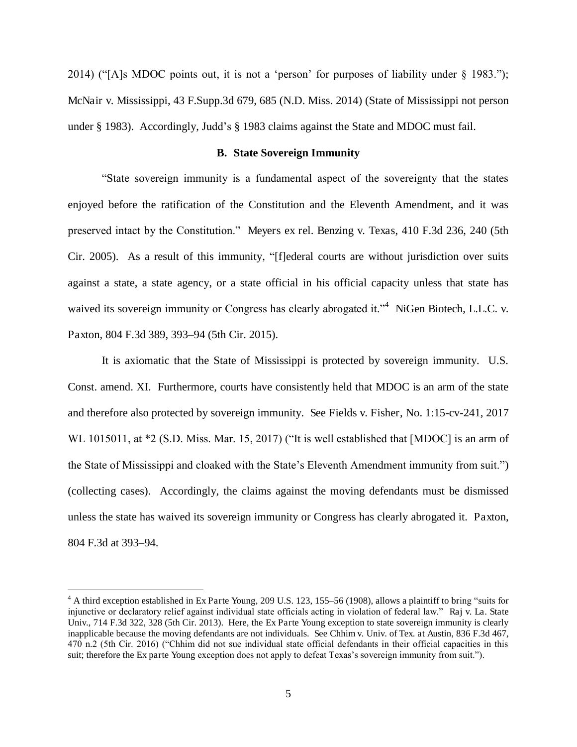2014) ("[A]s MDOC points out, it is not a 'person' for purposes of liability under § 1983."); McNair v. Mississippi, 43 F.Supp.3d 679, 685 (N.D. Miss. 2014) (State of Mississippi not person under § 1983). Accordingly, Judd's § 1983 claims against the State and MDOC must fail.

### B. State Sovereign Immunity

"State sovereign immunity is a fundamental aspect of the sovereignty that the states enjoyed before the ratification of the Constitution and the Eleventh Amendment, and it was preserved intact by the Constitution." Meyers ex rel. Benzing v. Texas, 410 F.3d 236, 240 (5th Cir. 2005). As a result of this immunity, "[f]ederal courts are without jurisdiction over suits against a state, a state agency, or a state official in his official capacity unless that state has waived its sovereign immunity or Congress has clearly abrogated it."[4] NiGen Biotech, L.L.C. v. Paxton, 804 F.3d 389, 393–94 (5th Cir. 2015).

It is axiomatic that the State of Mississippi is protected by sovereign immunity. U.S. Const. amend. XI. Furthermore, courts have consistently held that MDOC is an arm of the state and therefore also protected by sovereign immunity. See Fields v. Fisher, No. 1:15-cv-241, 2017 WL 1015011, at *2 (S.D. Miss. Mar. 15, 2017) ("It is well established that [MDOC] is an arm of the State of Mississippi and cloaked with the State's Eleventh Amendment immunity from suit.") (collecting cases). Accordingly, the claims against the moving defendants must be dismissed unless the state has waived its sovereign immunity or Congress has clearly abrogated it. Paxton, 804 F.3d at 393–94.

---

[4] A third exception established in Ex Parte Young, 209 U.S. 123, 155–56 (1908), allows a plaintiff to bring "suits for injunctive or declaratory relief against individual state officials acting in violation of federal law." Raj v. La. State Univ., 714 F.3d 322, 328 (5th Cir. 2013). Here, the Ex Parte Young exception to state sovereign immunity is clearly inapplicable because the moving defendants are not individuals. See Chhim v. Univ. of Tex. at Austin, 836 F.3d 467, 470 n.2 (5th Cir. 2016) ("Chhim did not sue individual state official defendants in their official capacities in this suit; therefore the Ex parte Young exception does not apply to defeat Texas's sovereign immunity from suit.").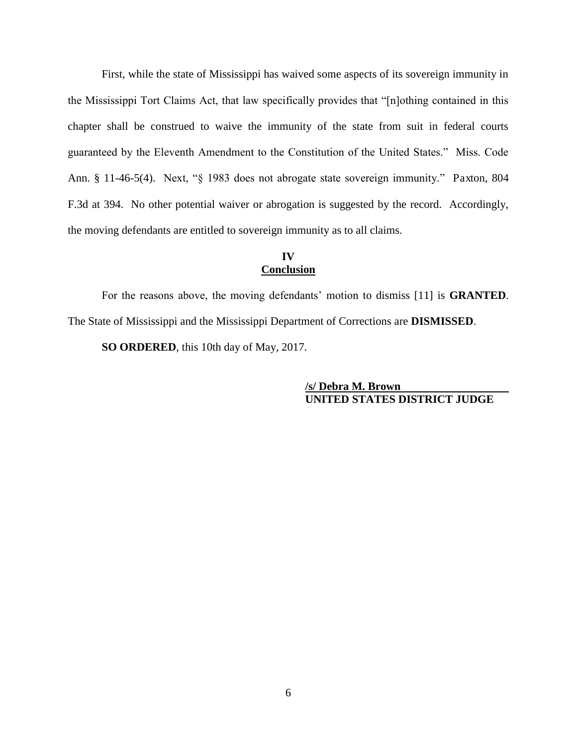First, while the state of Mississippi has waived some aspects of its sovereign immunity in the Mississippi Tort Claims Act, that law specifically provides that "[n]othing contained in this chapter shall be construed to waive the immunity of the state from suit in federal courts guaranteed by the Eleventh Amendment to the Constitution of the United States." Miss. Code Ann. § 11-46-5(4). Next, "§ 1983 does not abrogate state sovereign immunity." Paxton, 804 F.3d at 394. No other potential waiver or abrogation is suggested by the record. Accordingly, the moving defendants are entitled to sovereign immunity as to all claims.

## IV
## Conclusion

For the reasons above, the moving defendants' motion to dismiss [11] is **GRANTED**. The State of Mississippi and the Mississippi Department of Corrections are **DISMISSED**.

**SO ORDERED**, this 10th day of May, 2017.

**/s/ Debra M. Brown**
**UNITED STATES DISTRICT JUDGE**